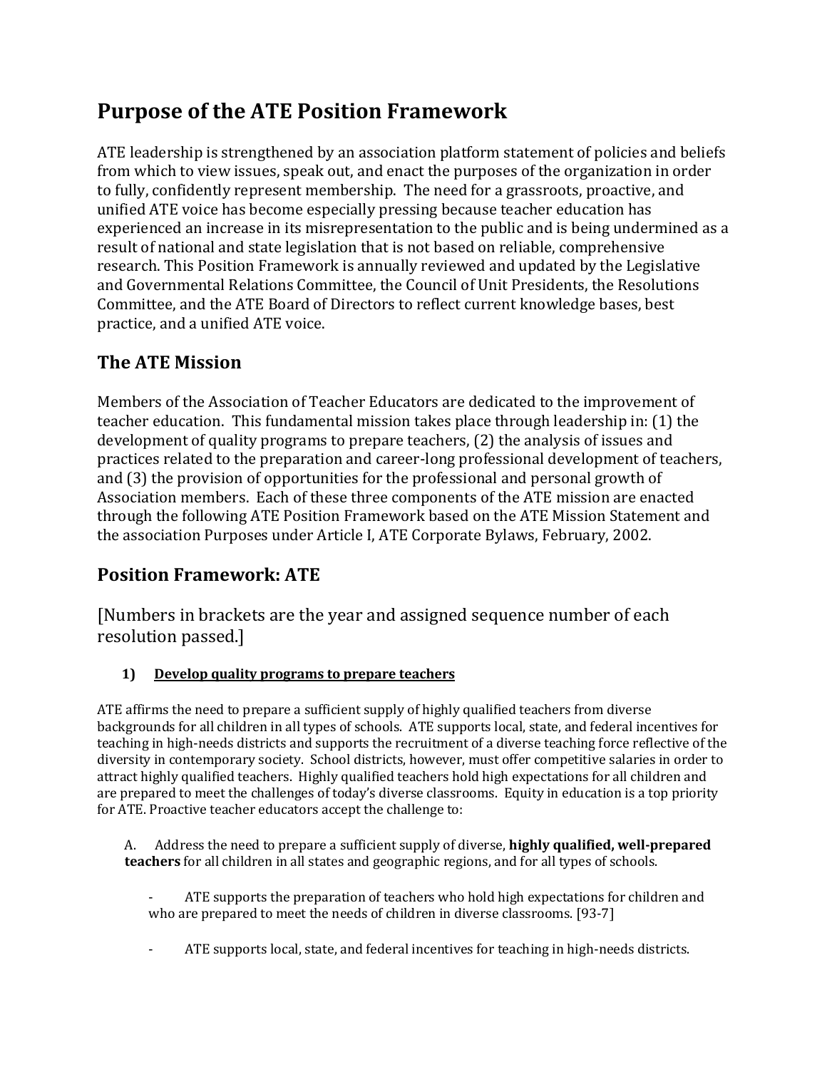# Purpose of the ATE Position Framework

ATE leadership is strengthened by an association platform statement of policies and beliefs from which to view issues, speak out, and enact the purposes of the organization in order to fully, confidently represent membership. The need for a grassroots, proactive, and unified ATE voice has become especially pressing because teacher education has experienced an increase in its misrepresentation to the public and is being undermined as a result of national and state legislation that is not based on reliable, comprehensive research. This Position Framework is annually reviewed and updated by the Legislative and Governmental Relations Committee, the Council of Unit Presidents, the Resolutions Committee, and the ATE Board of Directors to reflect current knowledge bases, best practice, and a unified ATE voice.

## The ATE Mission

Members of the Association of Teacher Educators are dedicated to the improvement of teacher education. This fundamental mission takes place through leadership in: (1) the development of quality programs to prepare teachers, (2) the analysis of issues and practices related to the preparation and career-long professional development of teachers, and (3) the provision of opportunities for the professional and personal growth of Association members. Each of these three components of the ATE mission are enacted through the following ATE Position Framework based on the ATE Mission Statement and the association Purposes under Article I, ATE Corporate Bylaws, February, 2002.

## Position Framework: ATE

[Numbers in brackets are the year and assigned sequence number of each resolution passed.]

### 1) <u>Develop quality programs to prepare teachers</u>

ATE affirms the need to prepare a sufficient supply of highly qualified teachers from diverse backgrounds for all children in all types of schools. ATE supports local, state, and federal incentives for teaching in high-needs districts and supports the recruitment of a diverse teaching force reflective of the diversity in contemporary society. School districts, however, must offer competitive salaries in order to attract highly qualified teachers. Highly qualified teachers hold high expectations for all children and are prepared to meet the challenges of today's diverse classrooms. Equity in education is a top priority for ATE. Proactive teacher educators accept the challenge to:

A. Address the need to prepare a sufficient supply of diverse, **highly qualified, well-prepared teachers** for all children in all states and geographic regions, and for all types of schools.

- ATE supports the preparation of teachers who hold high expectations for children and who are prepared to meet the needs of children in diverse classrooms. [93-7]
- ATE supports local, state, and federal incentives for teaching in high-needs districts.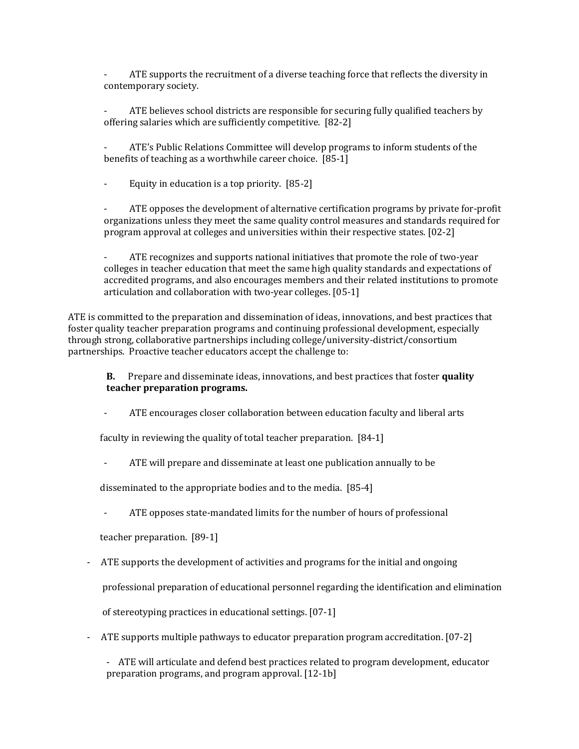- ATE supports the recruitment of a diverse teaching force that reflects the diversity in contemporary society.

- ATE believes school districts are responsible for securing fully qualified teachers by offering salaries which are sufficiently competitive. [82-2]

- ATE's Public Relations Committee will develop programs to inform students of the benefits of teaching as a worthwhile career choice. [85-1]

- Equity in education is a top priority. [85-2]

- ATE opposes the development of alternative certification programs by private for-profit organizations unless they meet the same quality control measures and standards required for program approval at colleges and universities within their respective states. [02-2]

- ATE recognizes and supports national initiatives that promote the role of two-year colleges in teacher education that meet the same high quality standards and expectations of accredited programs, and also encourages members and their related institutions to promote articulation and collaboration with two-year colleges. [05-1]

ATE is committed to the preparation and dissemination of ideas, innovations, and best practices that foster quality teacher preparation programs and continuing professional development, especially through strong, collaborative partnerships including college/university-district/consortium partnerships. Proactive teacher educators accept the challenge to:

**B.** Prepare and disseminate ideas, innovations, and best practices that foster **quality teacher preparation programs.**

- ATE encourages closer collaboration between education faculty and liberal arts faculty in reviewing the quality of total teacher preparation. [84-1]

- ATE will prepare and disseminate at least one publication annually to be disseminated to the appropriate bodies and to the media. [85-4]

- ATE opposes state-mandated limits for the number of hours of professional teacher preparation. [89-1]

- ATE supports the development of activities and programs for the initial and ongoing professional preparation of educational personnel regarding the identification and elimination of stereotyping practices in educational settings. [07-1]

- ATE supports multiple pathways to educator preparation program accreditation. [07-2]

- ATE will articulate and defend best practices related to program development, educator preparation programs, and program approval. [12-1b]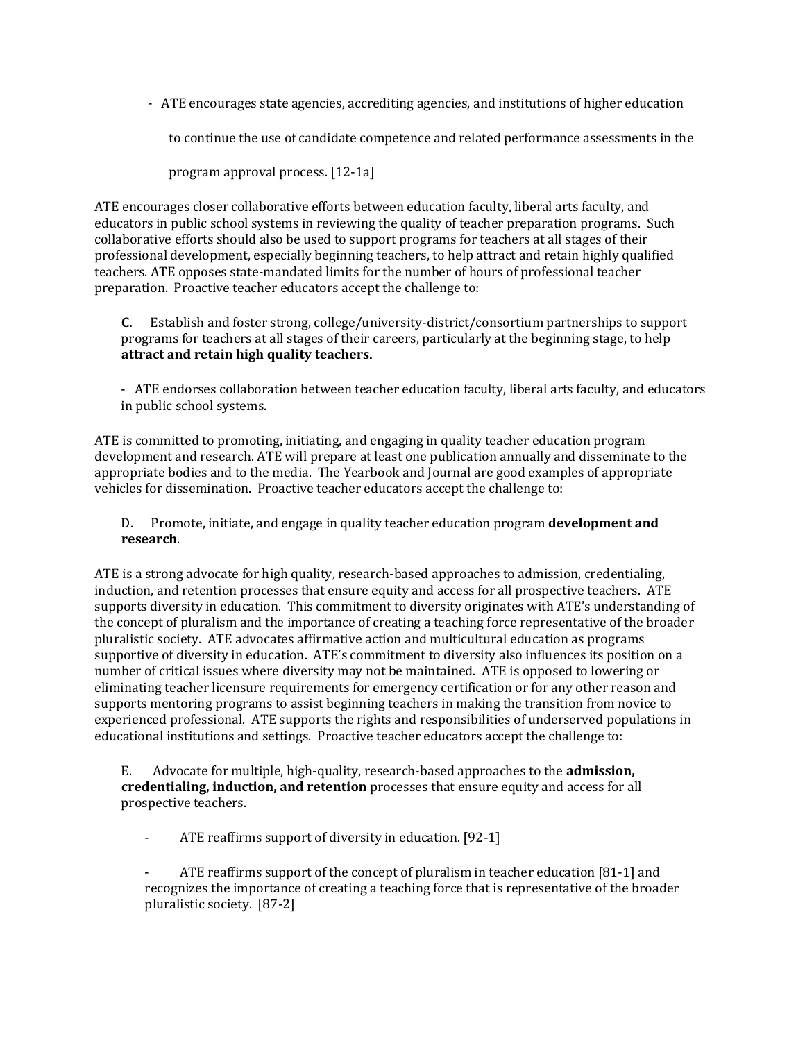- ATE encourages state agencies, accrediting agencies, and institutions of higher education to continue the use of candidate competence and related performance assessments in the program approval process. [12-1a]

ATE encourages closer collaborative efforts between education faculty, liberal arts faculty, and educators in public school systems in reviewing the quality of teacher preparation programs. Such collaborative efforts should also be used to support programs for teachers at all stages of their professional development, especially beginning teachers, to help attract and retain highly qualified teachers. ATE opposes state-mandated limits for the number of hours of professional teacher preparation. Proactive teacher educators accept the challenge to:

**C.** Establish and foster strong, college/university-district/consortium partnerships to support programs for teachers at all stages of their careers, particularly at the beginning stage, to help **attract and retain high quality teachers.**

- ATE endorses collaboration between teacher education faculty, liberal arts faculty, and educators in public school systems.

ATE is committed to promoting, initiating, and engaging in quality teacher education program development and research. ATE will prepare at least one publication annually and disseminate to the appropriate bodies and to the media. The Yearbook and Journal are good examples of appropriate vehicles for dissemination. Proactive teacher educators accept the challenge to:

D. Promote, initiate, and engage in quality teacher education program **development and research**.

ATE is a strong advocate for high quality, research-based approaches to admission, credentialing, induction, and retention processes that ensure equity and access for all prospective teachers. ATE supports diversity in education. This commitment to diversity originates with ATE's understanding of the concept of pluralism and the importance of creating a teaching force representative of the broader pluralistic society. ATE advocates affirmative action and multicultural education as programs supportive of diversity in education. ATE's commitment to diversity also influences its position on a number of critical issues where diversity may not be maintained. ATE is opposed to lowering or eliminating teacher licensure requirements for emergency certification or for any other reason and supports mentoring programs to assist beginning teachers in making the transition from novice to experienced professional. ATE supports the rights and responsibilities of underserved populations in educational institutions and settings. Proactive teacher educators accept the challenge to:

E. Advocate for multiple, high-quality, research-based approaches to the **admission, credentialing, induction, and retention** processes that ensure equity and access for all prospective teachers.

- ATE reaffirms support of diversity in education. [92-1]

- ATE reaffirms support of the concept of pluralism in teacher education [81-1] and recognizes the importance of creating a teaching force that is representative of the broader pluralistic society. [87-2]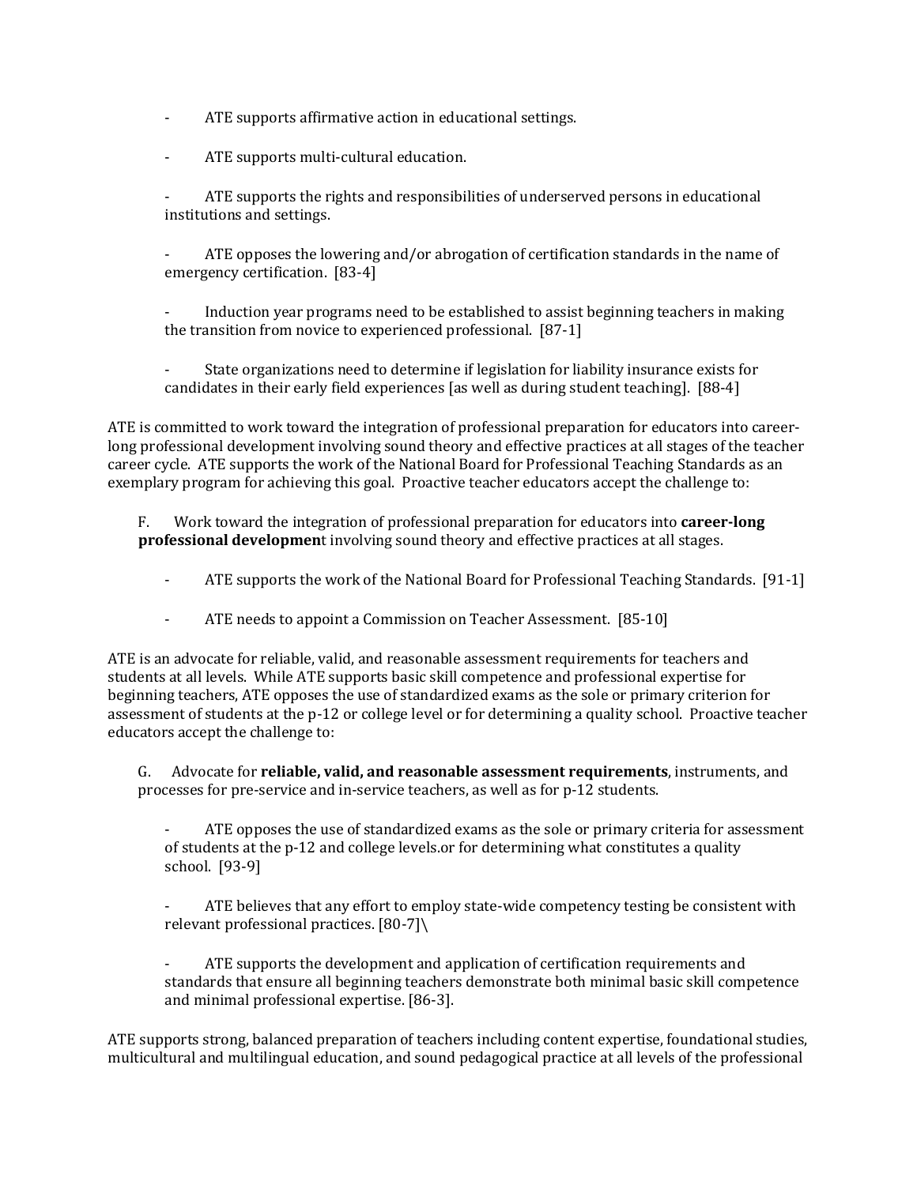- ATE supports affirmative action in educational settings.

- ATE supports multi-cultural education.

- ATE supports the rights and responsibilities of underserved persons in educational institutions and settings.

- ATE opposes the lowering and/or abrogation of certification standards in the name of emergency certification. [83-4]

- Induction year programs need to be established to assist beginning teachers in making the transition from novice to experienced professional. [87-1]

- State organizations need to determine if legislation for liability insurance exists for candidates in their early field experiences [as well as during student teaching]. [88-4]

ATE is committed to work toward the integration of professional preparation for educators into career-long professional development involving sound theory and effective practices at all stages of the teacher career cycle. ATE supports the work of the National Board for Professional Teaching Standards as an exemplary program for achieving this goal. Proactive teacher educators accept the challenge to:

F. Work toward the integration of professional preparation for educators into **career-long professional developmen**t involving sound theory and effective practices at all stages.

- ATE supports the work of the National Board for Professional Teaching Standards. [91-1]

- ATE needs to appoint a Commission on Teacher Assessment. [85-10]

ATE is an advocate for reliable, valid, and reasonable assessment requirements for teachers and students at all levels. While ATE supports basic skill competence and professional expertise for beginning teachers, ATE opposes the use of standardized exams as the sole or primary criterion for assessment of students at the p-12 or college level or for determining a quality school. Proactive teacher educators accept the challenge to:

G. Advocate for **reliable, valid, and reasonable assessment requirements**, instruments, and processes for pre-service and in-service teachers, as well as for p-12 students.

- ATE opposes the use of standardized exams as the sole or primary criteria for assessment of students at the p-12 and college levels.or for determining what constitutes a quality school. [93-9]

- ATE believes that any effort to employ state-wide competency testing be consistent with relevant professional practices. [80-7]\

- ATE supports the development and application of certification requirements and standards that ensure all beginning teachers demonstrate both minimal basic skill competence and minimal professional expertise. [86-3].

ATE supports strong, balanced preparation of teachers including content expertise, foundational studies, multicultural and multilingual education, and sound pedagogical practice at all levels of the professional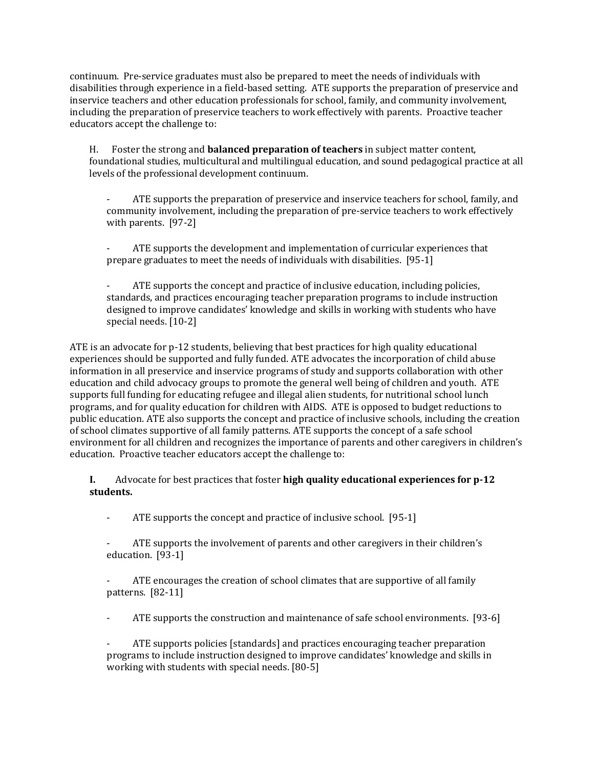continuum. Pre-service graduates must also be prepared to meet the needs of individuals with disabilities through experience in a field-based setting. ATE supports the preparation of preservice and inservice teachers and other education professionals for school, family, and community involvement, including the preparation of preservice teachers to work effectively with parents. Proactive teacher educators accept the challenge to:

H. Foster the strong and **balanced preparation of teachers** in subject matter content, foundational studies, multicultural and multilingual education, and sound pedagogical practice at all levels of the professional development continuum.

- ATE supports the preparation of preservice and inservice teachers for school, family, and community involvement, including the preparation of pre-service teachers to work effectively with parents. [97-2]

- ATE supports the development and implementation of curricular experiences that prepare graduates to meet the needs of individuals with disabilities. [95-1]

- ATE supports the concept and practice of inclusive education, including policies, standards, and practices encouraging teacher preparation programs to include instruction designed to improve candidates' knowledge and skills in working with students who have special needs. [10-2]

ATE is an advocate for p-12 students, believing that best practices for high quality educational experiences should be supported and fully funded. ATE advocates the incorporation of child abuse information in all preservice and inservice programs of study and supports collaboration with other education and child advocacy groups to promote the general well being of children and youth. ATE supports full funding for educating refugee and illegal alien students, for nutritional school lunch programs, and for quality education for children with AIDS. ATE is opposed to budget reductions to public education. ATE also supports the concept and practice of inclusive schools, including the creation of school climates supportive of all family patterns. ATE supports the concept of a safe school environment for all children and recognizes the importance of parents and other caregivers in children's education. Proactive teacher educators accept the challenge to:

**I.** Advocate for best practices that foster **high quality educational experiences for p-12 students.**

- ATE supports the concept and practice of inclusive school. [95-1]

- ATE supports the involvement of parents and other caregivers in their children's education. [93-1]

- ATE encourages the creation of school climates that are supportive of all family patterns. [82-11]

- ATE supports the construction and maintenance of safe school environments. [93-6]

- ATE supports policies [standards] and practices encouraging teacher preparation programs to include instruction designed to improve candidates' knowledge and skills in working with students with special needs. [80-5]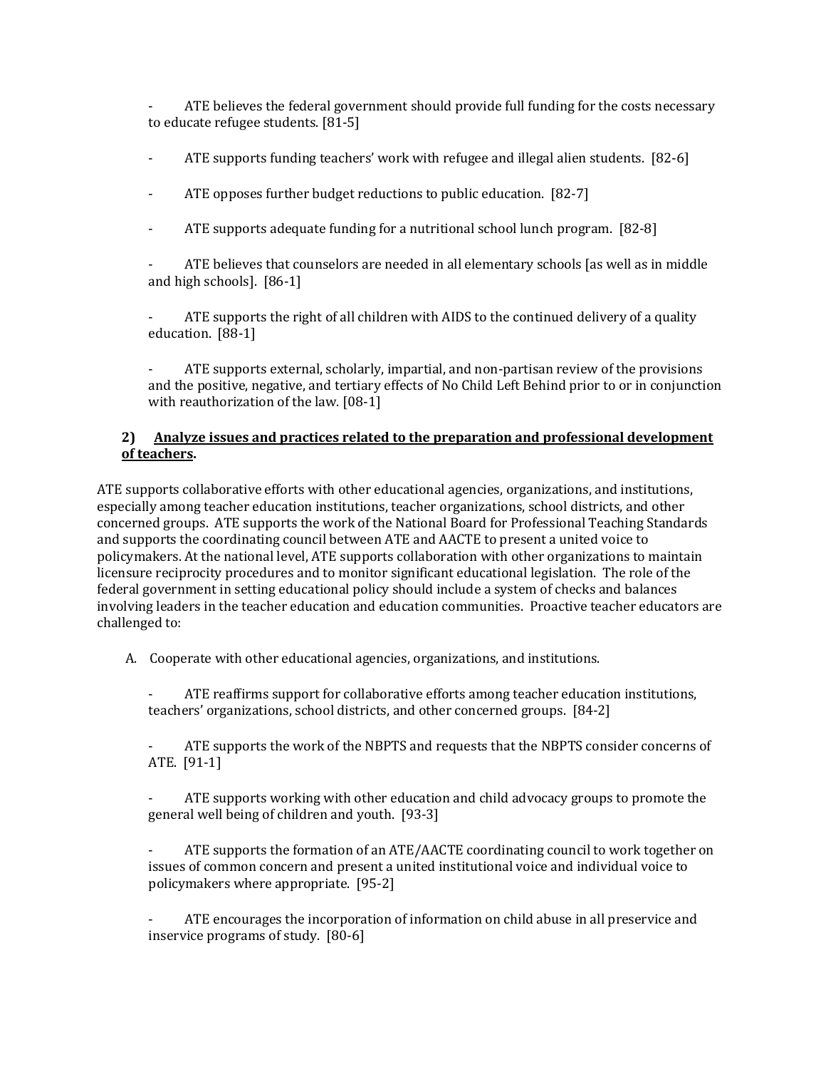- ATE believes the federal government should provide full funding for the costs necessary to educate refugee students. [81-5]

- ATE supports funding teachers' work with refugee and illegal alien students. [82-6]

- ATE opposes further budget reductions to public education. [82-7]

- ATE supports adequate funding for a nutritional school lunch program. [82-8]

- ATE believes that counselors are needed in all elementary schools [as well as in middle and high schools]. [86-1]

- ATE supports the right of all children with AIDS to the continued delivery of a quality education. [88-1]

- ATE supports external, scholarly, impartial, and non-partisan review of the provisions and the positive, negative, and tertiary effects of No Child Left Behind prior to or in conjunction with reauthorization of the law. [08-1]

**2) <u>Analyze issues and practices related to the preparation and professional development of teachers</u>.**

ATE supports collaborative efforts with other educational agencies, organizations, and institutions, especially among teacher education institutions, teacher organizations, school districts, and other concerned groups. ATE supports the work of the National Board for Professional Teaching Standards and supports the coordinating council between ATE and AACTE to present a united voice to policymakers. At the national level, ATE supports collaboration with other organizations to maintain licensure reciprocity procedures and to monitor significant educational legislation. The role of the federal government in setting educational policy should include a system of checks and balances involving leaders in the teacher education and education communities. Proactive teacher educators are challenged to:

A. Cooperate with other educational agencies, organizations, and institutions.

- ATE reaffirms support for collaborative efforts among teacher education institutions, teachers' organizations, school districts, and other concerned groups. [84-2]

- ATE supports the work of the NBPTS and requests that the NBPTS consider concerns of ATE. [91-1]

- ATE supports working with other education and child advocacy groups to promote the general well being of children and youth. [93-3]

- ATE supports the formation of an ATE/AACTE coordinating council to work together on issues of common concern and present a united institutional voice and individual voice to policymakers where appropriate. [95-2]

- ATE encourages the incorporation of information on child abuse in all preservice and inservice programs of study. [80-6]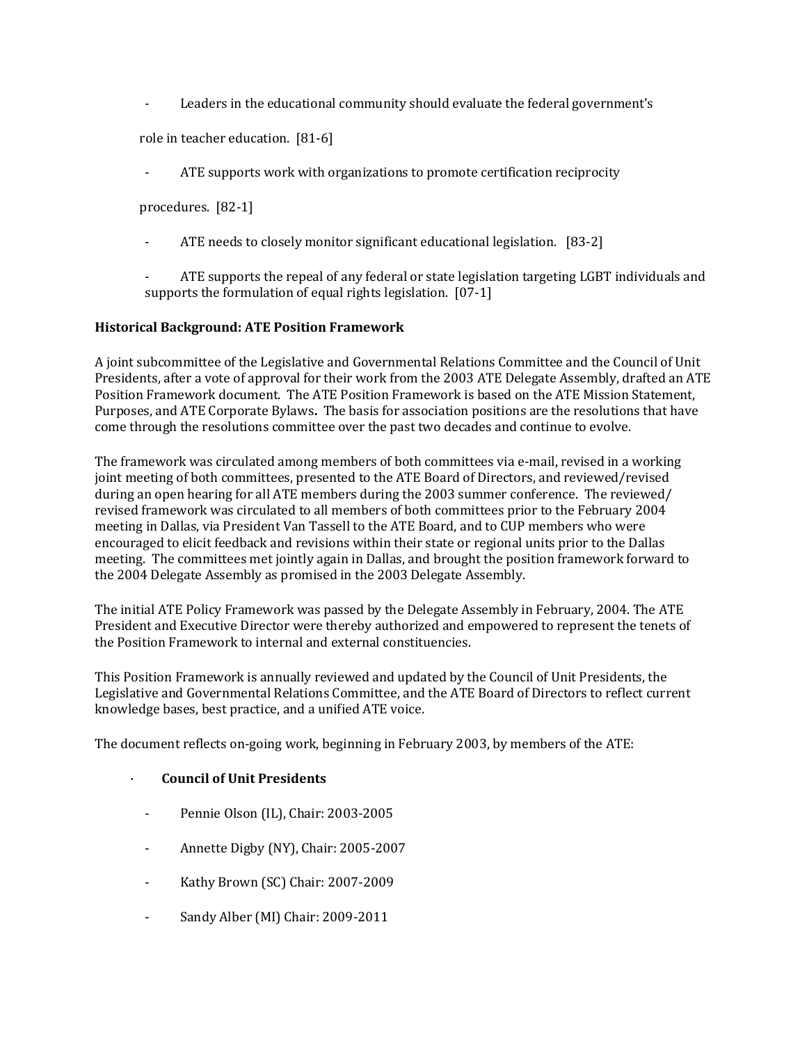- Leaders in the educational community should evaluate the federal government's role in teacher education. [81-6]

- ATE supports work with organizations to promote certification reciprocity procedures. [82-1]

- ATE needs to closely monitor significant educational legislation. [83-2]

- ATE supports the repeal of any federal or state legislation targeting LGBT individuals and supports the formulation of equal rights legislation. [07-1]

**Historical Background: ATE Position Framework**

A joint subcommittee of the Legislative and Governmental Relations Committee and the Council of Unit Presidents, after a vote of approval for their work from the 2003 ATE Delegate Assembly, drafted an ATE Position Framework document. The ATE Position Framework is based on the ATE Mission Statement, Purposes, and ATE Corporate Bylaws**.** The basis for association positions are the resolutions that have come through the resolutions committee over the past two decades and continue to evolve.

The framework was circulated among members of both committees via e-mail, revised in a working joint meeting of both committees, presented to the ATE Board of Directors, and reviewed/revised during an open hearing for all ATE members during the 2003 summer conference. The reviewed/ revised framework was circulated to all members of both committees prior to the February 2004 meeting in Dallas, via President Van Tassell to the ATE Board, and to CUP members who were encouraged to elicit feedback and revisions within their state or regional units prior to the Dallas meeting. The committees met jointly again in Dallas, and brought the position framework forward to the 2004 Delegate Assembly as promised in the 2003 Delegate Assembly.

The initial ATE Policy Framework was passed by the Delegate Assembly in February, 2004. The ATE President and Executive Director were thereby authorized and empowered to represent the tenets of the Position Framework to internal and external constituencies.

This Position Framework is annually reviewed and updated by the Council of Unit Presidents, the Legislative and Governmental Relations Committee, and the ATE Board of Directors to reflect current knowledge bases, best practice, and a unified ATE voice.

The document reflects on-going work, beginning in February 2003, by members of the ATE:

- **Council of Unit Presidents**
  - Pennie Olson (IL), Chair: 2003-2005
  - Annette Digby (NY), Chair: 2005-2007
  - Kathy Brown (SC) Chair: 2007-2009
  - Sandy Alber (MI) Chair: 2009-2011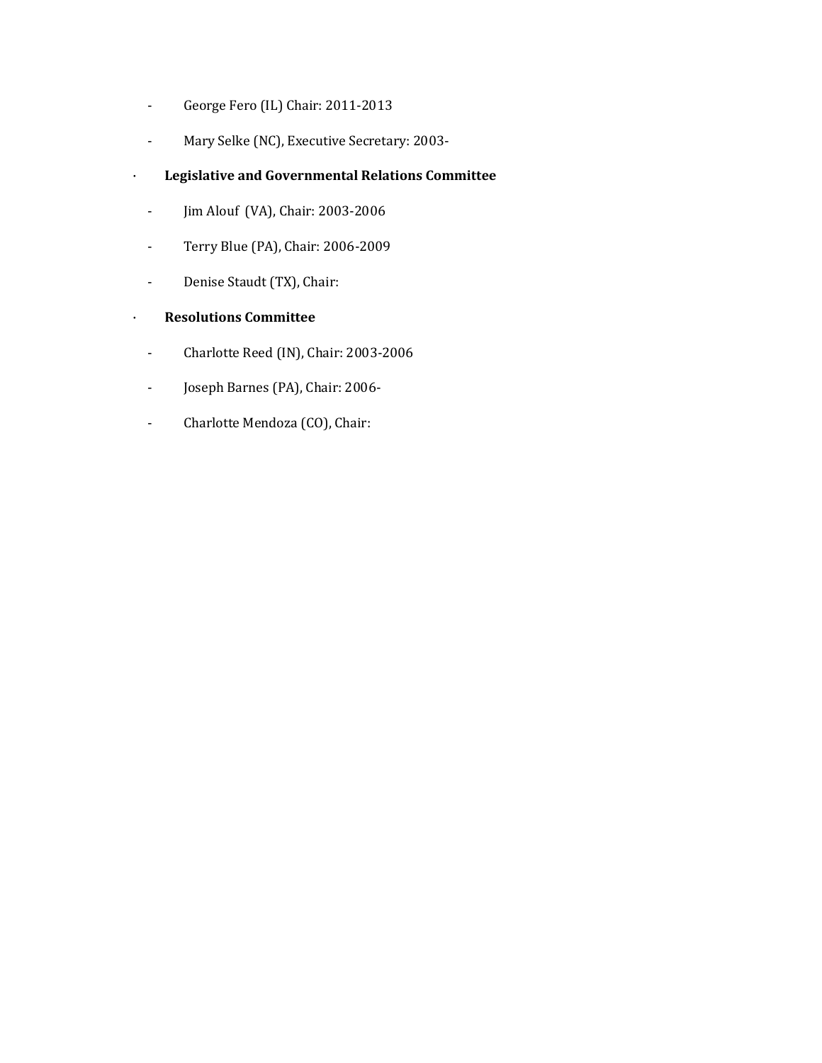- George Fero (IL) Chair: 2011-2013
- Mary Selke (NC), Executive Secretary: 2003-

· **Legislative and Governmental Relations Committee**

- Jim Alouf (VA), Chair: 2003-2006
- Terry Blue (PA), Chair: 2006-2009
- Denise Staudt (TX), Chair:

· **Resolutions Committee**

- Charlotte Reed (IN), Chair: 2003-2006
- Joseph Barnes (PA), Chair: 2006-
- Charlotte Mendoza (CO), Chair: